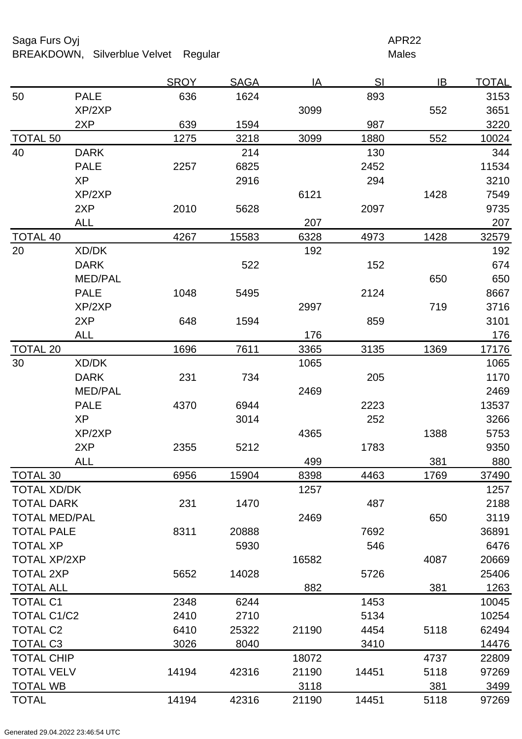Saga Furs Oyj

BREAKDOWN, Silverblue Velvet Regular

APR22

Males

| | | SROY | SAGA | IA | SI | IB | TOTAL |
|---|---|---|---|---|---|---|---|
| 50 | PALE | 636 | 1624 | | 893 | | 3153 |
| | XP/2XP | | | 3099 | | 552 | 3651 |
| | 2XP | 639 | 1594 | | 987 | | 3220 |
| TOTAL 50 | | 1275 | 3218 | 3099 | 1880 | 552 | 10024 |
| 40 | DARK | | 214 | | 130 | | 344 |
| | PALE | 2257 | 6825 | | 2452 | | 11534 |
| | XP | | 2916 | | 294 | | 3210 |
| | XP/2XP | | | 6121 | | 1428 | 7549 |
| | 2XP | 2010 | 5628 | | 2097 | | 9735 |
| | ALL | | | 207 | | | 207 |
| TOTAL 40 | | 4267 | 15583 | 6328 | 4973 | 1428 | 32579 |
| 20 | XD/DK | | | 192 | | | 192 |
| | DARK | | 522 | | 152 | | 674 |
| | MED/PAL | | | | | 650 | 650 |
| | PALE | 1048 | 5495 | | 2124 | | 8667 |
| | XP/2XP | | | 2997 | | 719 | 3716 |
| | 2XP | 648 | 1594 | | 859 | | 3101 |
| | ALL | | | 176 | | | 176 |
| TOTAL 20 | | 1696 | 7611 | 3365 | 3135 | 1369 | 17176 |
| 30 | XD/DK | | | 1065 | | | 1065 |
| | DARK | 231 | 734 | | 205 | | 1170 |
| | MED/PAL | | | 2469 | | | 2469 |
| | PALE | 4370 | 6944 | | 2223 | | 13537 |
| | XP | | 3014 | | 252 | | 3266 |
| | XP/2XP | | | 4365 | | 1388 | 5753 |
| | 2XP | 2355 | 5212 | | 1783 | | 9350 |
| | ALL | | | 499 | | 381 | 880 |
| TOTAL 30 | | 6956 | 15904 | 8398 | 4463 | 1769 | 37490 |
| TOTAL XD/DK | | | | 1257 | | | 1257 |
| TOTAL DARK | | 231 | 1470 | | 487 | | 2188 |
| TOTAL MED/PAL | | | | 2469 | | 650 | 3119 |
| TOTAL PALE | | 8311 | 20888 | | 7692 | | 36891 |
| TOTAL XP | | | 5930 | | 546 | | 6476 |
| TOTAL XP/2XP | | | | 16582 | | 4087 | 20669 |
| TOTAL 2XP | | 5652 | 14028 | | 5726 | | 25406 |
| TOTAL ALL | | | | 882 | | 381 | 1263 |
| TOTAL C1 | | 2348 | 6244 | | 1453 | | 10045 |
| TOTAL C1/C2 | | 2410 | 2710 | | 5134 | | 10254 |
| TOTAL C2 | | 6410 | 25322 | 21190 | 4454 | 5118 | 62494 |
| TOTAL C3 | | 3026 | 8040 | | 3410 | | 14476 |
| TOTAL CHIP | | | | 18072 | | 4737 | 22809 |
| TOTAL VELV | | 14194 | 42316 | 21190 | 14451 | 5118 | 97269 |
| TOTAL WB | | | | 3118 | | 381 | 3499 |
| TOTAL | | 14194 | 42316 | 21190 | 14451 | 5118 | 97269 |

Generated 29.04.2022 23:46:54 UTC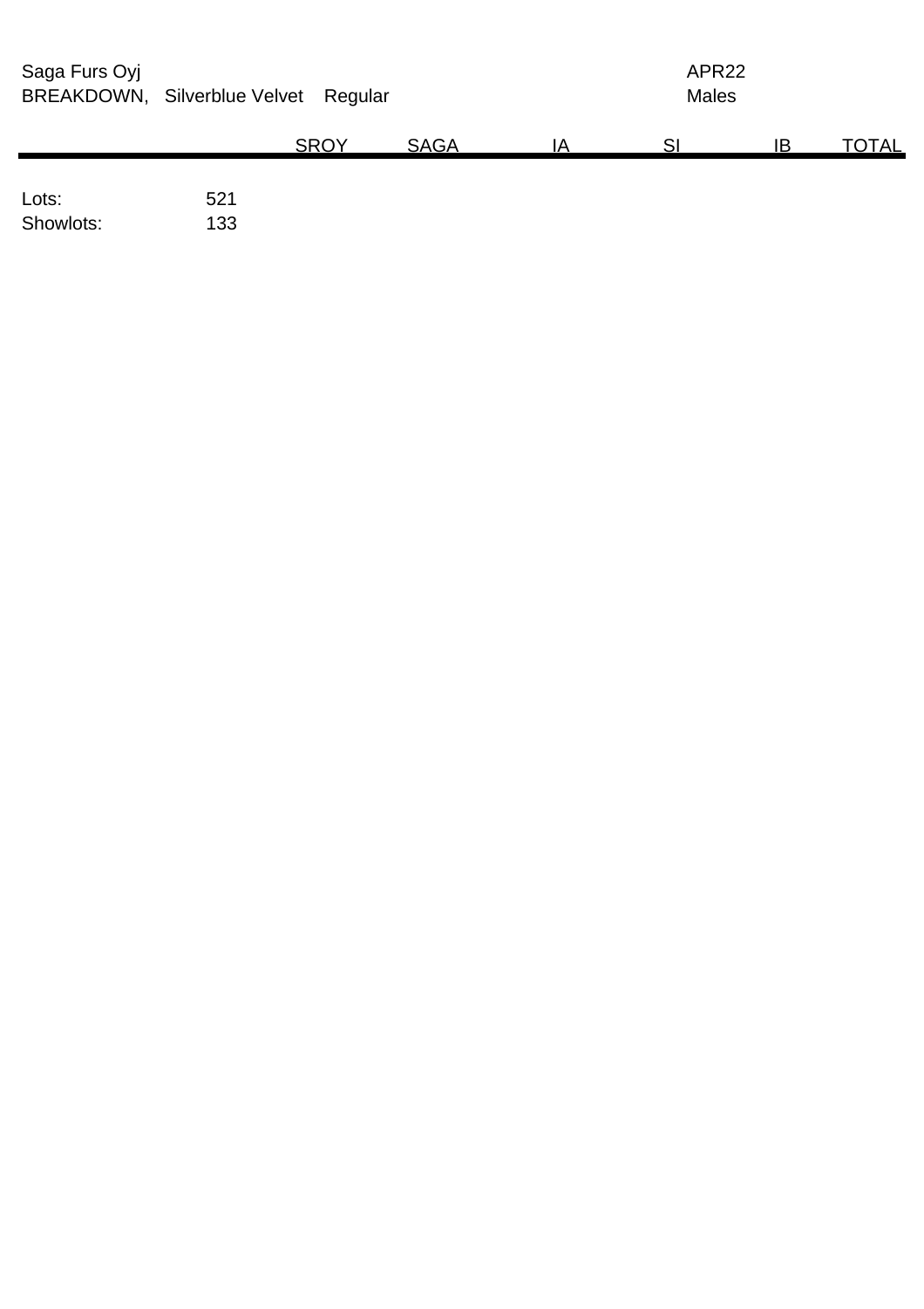Saga Furs Oyj
BREAKDOWN, Silverblue Velvet Regular

APR22
Males

| | SROY | SAGA | IA | SI | IB | TOTAL |
|---|---|---|---|---|---|---|

Lots: 521
Showlots: 133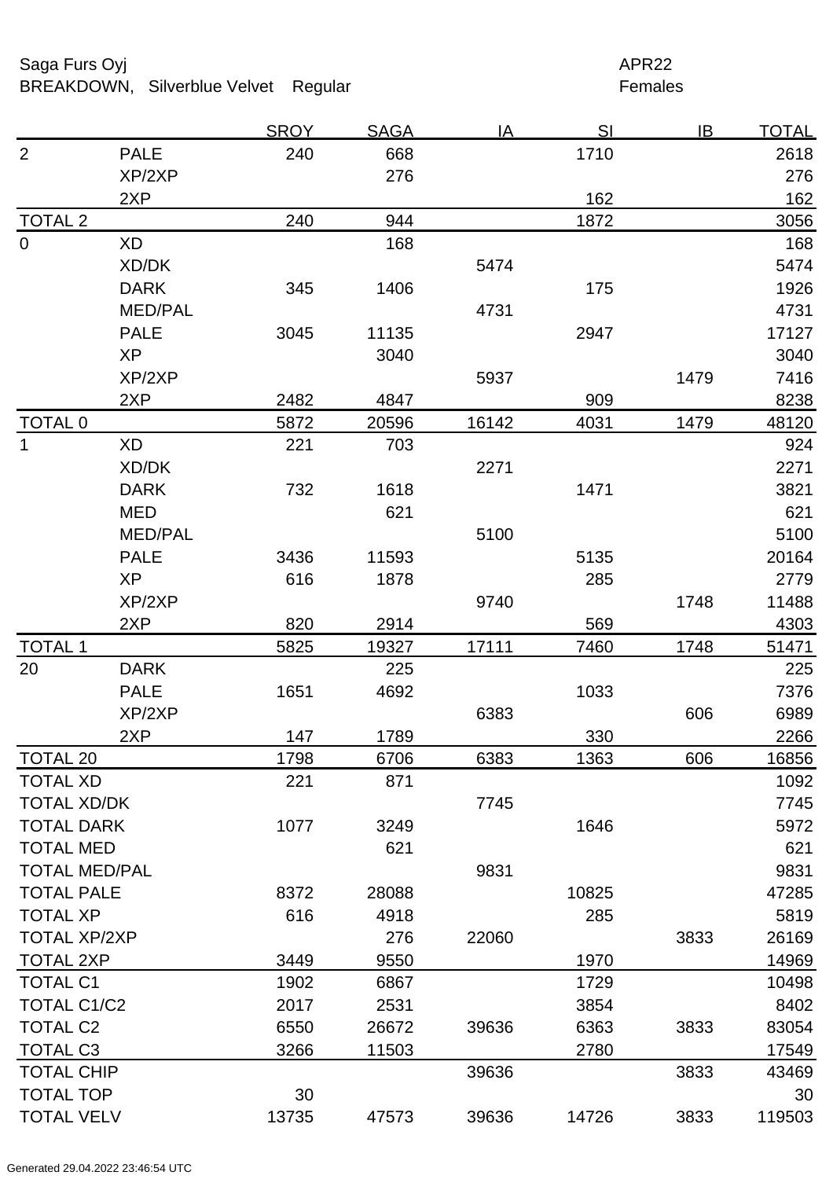Saga Furs Oyj

BREAKDOWN, Silverblue Velvet Regular

APR22

Females

| | | SROY | SAGA | IA | SI | IB | TOTAL |
|---|---|---|---|---|---|---|---|
| 2 | PALE | 240 | 668 | | 1710 | | 2618 |
| | XP/2XP | | 276 | | | | 276 |
| | 2XP | | | | 162 | | 162 |
| TOTAL 2 | | 240 | 944 | | 1872 | | 3056 |
| 0 | XD | | 168 | | | | 168 |
| | XD/DK | | | 5474 | | | 5474 |
| | DARK | 345 | 1406 | | 175 | | 1926 |
| | MED/PAL | | | 4731 | | | 4731 |
| | PALE | 3045 | 11135 | | 2947 | | 17127 |
| | XP | | 3040 | | | | 3040 |
| | XP/2XP | | | 5937 | | 1479 | 7416 |
| | 2XP | 2482 | 4847 | | 909 | | 8238 |
| TOTAL 0 | | 5872 | 20596 | 16142 | 4031 | 1479 | 48120 |
| 1 | XD | 221 | 703 | | | | 924 |
| | XD/DK | | | 2271 | | | 2271 |
| | DARK | 732 | 1618 | | 1471 | | 3821 |
| | MED | | 621 | | | | 621 |
| | MED/PAL | | | 5100 | | | 5100 |
| | PALE | 3436 | 11593 | | 5135 | | 20164 |
| | XP | 616 | 1878 | | 285 | | 2779 |
| | XP/2XP | | | 9740 | | 1748 | 11488 |
| | 2XP | 820 | 2914 | | 569 | | 4303 |
| TOTAL 1 | | 5825 | 19327 | 17111 | 7460 | 1748 | 51471 |
| 20 | DARK | | 225 | | | | 225 |
| | PALE | 1651 | 4692 | | 1033 | | 7376 |
| | XP/2XP | | | 6383 | | 606 | 6989 |
| | 2XP | 147 | 1789 | | 330 | | 2266 |
| TOTAL 20 | | 1798 | 6706 | 6383 | 1363 | 606 | 16856 |
| TOTAL XD | | 221 | 871 | | | | 1092 |
| TOTAL XD/DK | | | | 7745 | | | 7745 |
| TOTAL DARK | | 1077 | 3249 | | 1646 | | 5972 |
| TOTAL MED | | | 621 | | | | 621 |
| TOTAL MED/PAL | | | | 9831 | | | 9831 |
| TOTAL PALE | | 8372 | 28088 | | 10825 | | 47285 |
| TOTAL XP | | 616 | 4918 | | 285 | | 5819 |
| TOTAL XP/2XP | | | 276 | 22060 | | 3833 | 26169 |
| TOTAL 2XP | | 3449 | 9550 | | 1970 | | 14969 |
| TOTAL C1 | | 1902 | 6867 | | 1729 | | 10498 |
| TOTAL C1/C2 | | 2017 | 2531 | | 3854 | | 8402 |
| TOTAL C2 | | 6550 | 26672 | 39636 | 6363 | 3833 | 83054 |
| TOTAL C3 | | 3266 | 11503 | | 2780 | | 17549 |
| TOTAL CHIP | | | | 39636 | | 3833 | 43469 |
| TOTAL TOP | | 30 | | | | | 30 |
| TOTAL VELV | | 13735 | 47573 | 39636 | 14726 | 3833 | 119503 |

Generated 29.04.2022 23:46:54 UTC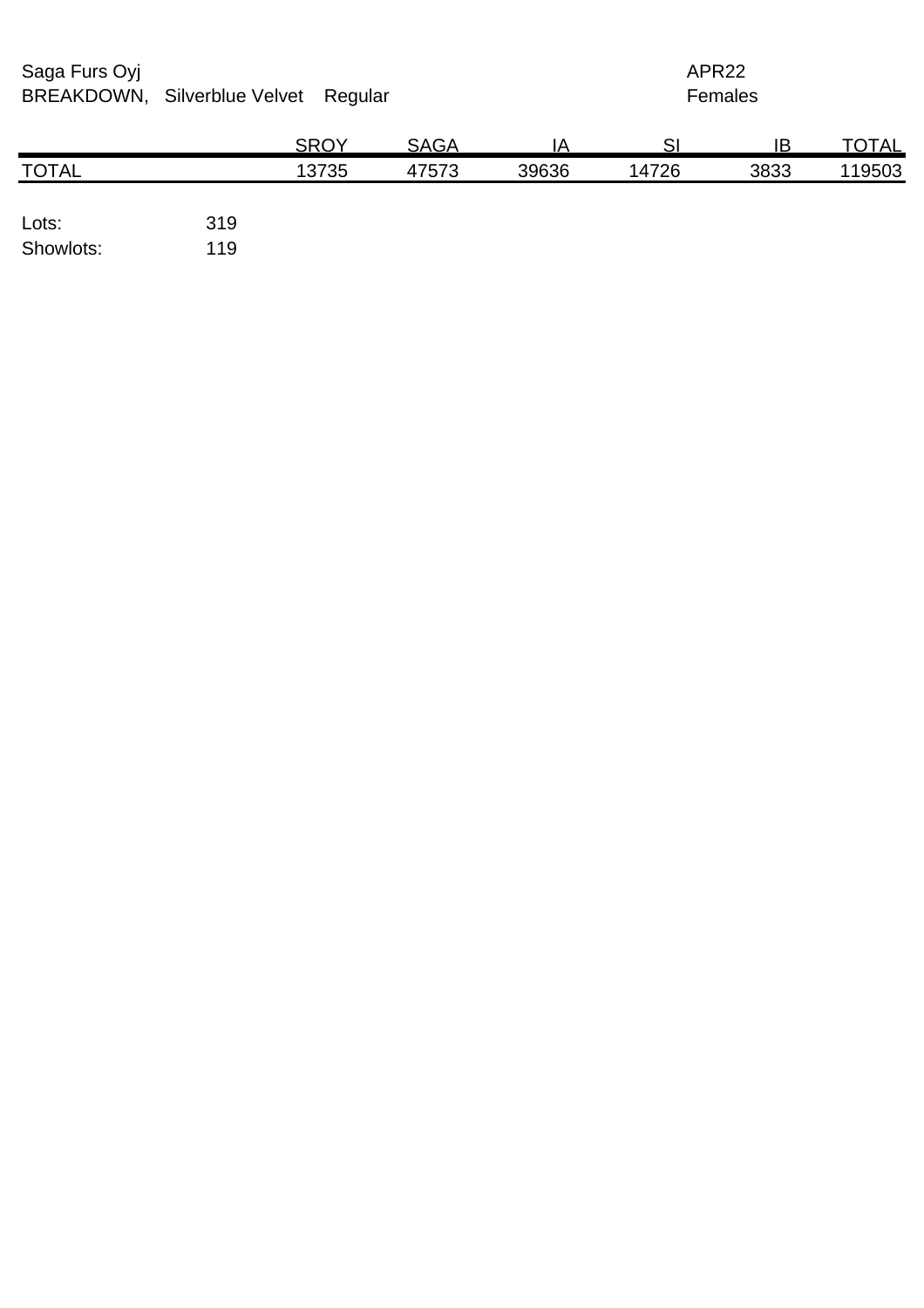Saga Furs Oyj
BREAKDOWN, Silverblue Velvet Regular

APR22
Females

| | SROY | SAGA | IA | SI | IB | TOTAL |
|---|---|---|---|---|---|---|
| TOTAL | 13735 | 47573 | 39636 | 14726 | 3833 | 119503 |

Lots: 319
Showlots: 119